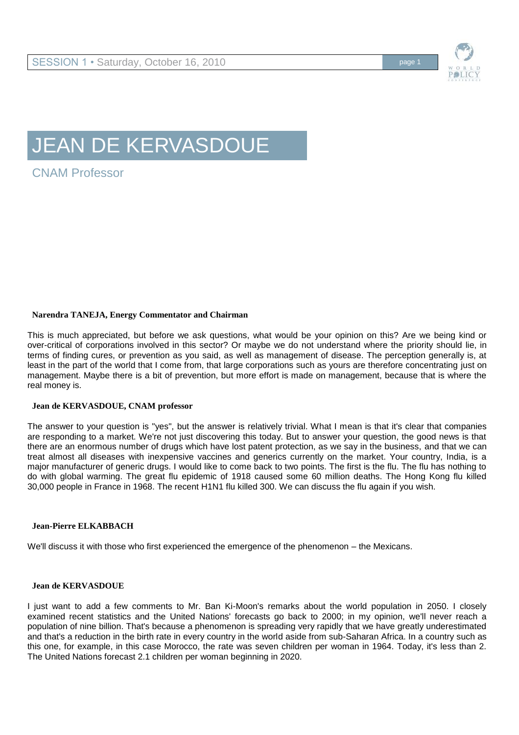# JEAN DE KERVASDOUE

CNAM Professor

**Narendra TANEJA, Energy Commentator and Chairman**

This is much appreciated, but before we ask questions, what would be your opinion on this? Are we being kind or over-critical of corporations involved in this sector? Or maybe we do not understand where the priority should lie, in terms of finding cures, or prevention as you said, as well as management of disease. The perception generally is, at least in the part of the world that I come from, that large corporations such as yours are therefore concentrating just on management. Maybe there is a bit of prevention, but more effort is made on management, because that is where the real money is.

**Jean de KERVASDOUE, CNAM professor**

The answer to your question is "yes", but the answer is relatively trivial. What I mean is that it's clear that companies are responding to a market. We're not just discovering this today. But to answer your question, the good news is that there are an enormous number of drugs which have lost patent protection, as we say in the business, and that we can treat almost all diseases with inexpensive vaccines and generics currently on the market. Your country, India, is a major manufacturer of generic drugs. I would like to come back to two points. The first is the flu. The flu has nothing to do with global warming. The great flu epidemic of 1918 caused some 60 million deaths. The Hong Kong flu killed 30,000 people in France in 1968. The recent H1N1 flu killed 300. We can discuss the flu again if you wish.

**Jean-Pierre ELKABBACH**

We'll discuss it with those who first experienced the emergence of the phenomenon – the Mexicans.

**Jean de KERVASDOUE**

I just want to add a few comments to Mr. Ban Ki-Moon's remarks about the world population in 2050. I closely examined recent statistics and the United Nations' forecasts go back to 2000; in my opinion, we'll never reach a population of nine billion. That's because a phenomenon is spreading very rapidly that we have greatly underestimated and that's a reduction in the birth rate in every country in the world aside from sub-Saharan Africa. In a country such as this one, for example, in this case Morocco, the rate was seven children per woman in 1964. Today, it's less than 2. The United Nations forecast 2.1 children per woman beginning in 2020.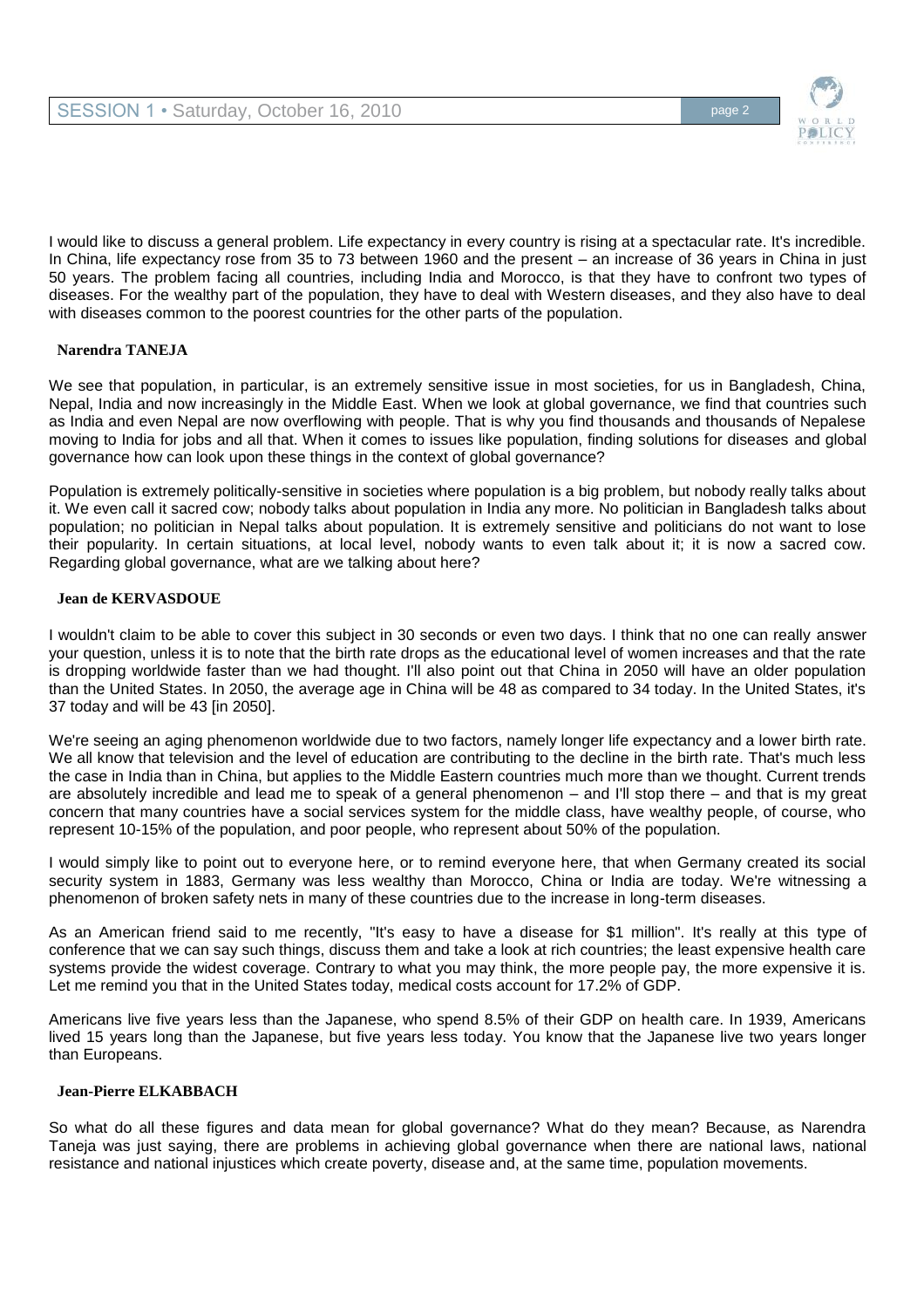I would like to discuss a general problem. Life expectancy in every country is rising at a spectacular rate. It's incredible. In China, life expectancy rose from 35 to 73 between 1960 and the present – an increase of 36 years in China in just 50 years. The problem facing all countries, including India and Morocco, is that they have to confront two types of diseases. For the wealthy part of the population, they have to deal with Western diseases, and they also have to deal with diseases common to the poorest countries for the other parts of the population.

**Narendra TANEJA**

We see that population, in particular, is an extremely sensitive issue in most societies, for us in Bangladesh, China, Nepal, India and now increasingly in the Middle East. When we look at global governance, we find that countries such as India and even Nepal are now overflowing with people. That is why you find thousands and thousands of Nepalese moving to India for jobs and all that. When it comes to issues like population, finding solutions for diseases and global governance how can look upon these things in the context of global governance?

Population is extremely politically-sensitive in societies where population is a big problem, but nobody really talks about it. We even call it sacred cow; nobody talks about population in India any more. No politician in Bangladesh talks about population; no politician in Nepal talks about population. It is extremely sensitive and politicians do not want to lose their popularity. In certain situations, at local level, nobody wants to even talk about it; it is now a sacred cow. Regarding global governance, what are we talking about here?

**Jean de KERVASDOUE**

I wouldn't claim to be able to cover this subject in 30 seconds or even two days. I think that no one can really answer your question, unless it is to note that the birth rate drops as the educational level of women increases and that the rate is dropping worldwide faster than we had thought. I'll also point out that China in 2050 will have an older population than the United States. In 2050, the average age in China will be 48 as compared to 34 today. In the United States, it's 37 today and will be 43 [in 2050].

We're seeing an aging phenomenon worldwide due to two factors, namely longer life expectancy and a lower birth rate. We all know that television and the level of education are contributing to the decline in the birth rate. That's much less the case in India than in China, but applies to the Middle Eastern countries much more than we thought. Current trends are absolutely incredible and lead me to speak of a general phenomenon – and I'll stop there – and that is my great concern that many countries have a social services system for the middle class, have wealthy people, of course, who represent 10-15% of the population, and poor people, who represent about 50% of the population.

I would simply like to point out to everyone here, or to remind everyone here, that when Germany created its social security system in 1883, Germany was less wealthy than Morocco, China or India are today. We're witnessing a phenomenon of broken safety nets in many of these countries due to the increase in long-term diseases.

As an American friend said to me recently, "It's easy to have a disease for $1 million". It's really at this type of conference that we can say such things, discuss them and take a look at rich countries; the least expensive health care systems provide the widest coverage. Contrary to what you may think, the more people pay, the more expensive it is. Let me remind you that in the United States today, medical costs account for 17.2% of GDP.

Americans live five years less than the Japanese, who spend 8.5% of their GDP on health care. In 1939, Americans lived 15 years long than the Japanese, but five years less today. You know that the Japanese live two years longer than Europeans.

**Jean-Pierre ELKABBACH**

So what do all these figures and data mean for global governance? What do they mean? Because, as Narendra Taneja was just saying, there are problems in achieving global governance when there are national laws, national resistance and national injustices which create poverty, disease and, at the same time, population movements.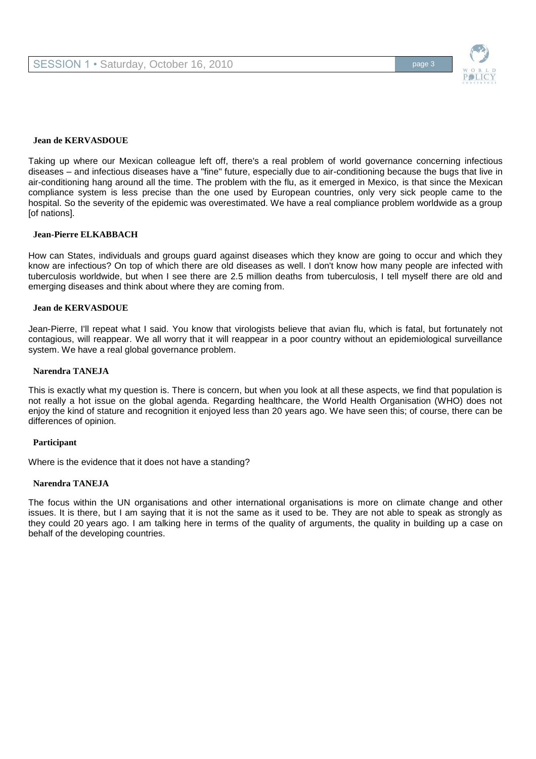**Jean de KERVASDOUE**

Taking up where our Mexican colleague left off, there's a real problem of world governance concerning infectious diseases – and infectious diseases have a "fine" future, especially due to air-conditioning because the bugs that live in air-conditioning hang around all the time. The problem with the flu, as it emerged in Mexico, is that since the Mexican compliance system is less precise than the one used by European countries, only very sick people came to the hospital. So the severity of the epidemic was overestimated. We have a real compliance problem worldwide as a group [of nations].

**Jean-Pierre ELKABBACH**

How can States, individuals and groups guard against diseases which they know are going to occur and which they know are infectious? On top of which there are old diseases as well. I don't know how many people are infected with tuberculosis worldwide, but when I see there are 2.5 million deaths from tuberculosis, I tell myself there are old and emerging diseases and think about where they are coming from.

**Jean de KERVASDOUE**

Jean-Pierre, I'll repeat what I said. You know that virologists believe that avian flu, which is fatal, but fortunately not contagious, will reappear. We all worry that it will reappear in a poor country without an epidemiological surveillance system. We have a real global governance problem.

**Narendra TANEJA**

This is exactly what my question is. There is concern, but when you look at all these aspects, we find that population is not really a hot issue on the global agenda. Regarding healthcare, the World Health Organisation (WHO) does not enjoy the kind of stature and recognition it enjoyed less than 20 years ago. We have seen this; of course, there can be differences of opinion.

**Participant**

Where is the evidence that it does not have a standing?

**Narendra TANEJA**

The focus within the UN organisations and other international organisations is more on climate change and other issues. It is there, but I am saying that it is not the same as it used to be. They are not able to speak as strongly as they could 20 years ago. I am talking here in terms of the quality of arguments, the quality in building up a case on behalf of the developing countries.